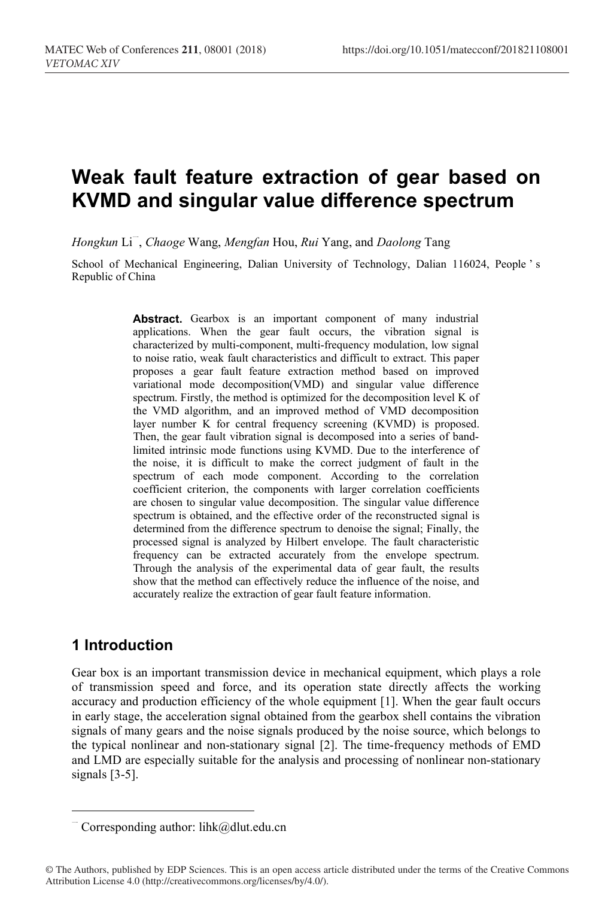# Weak fault feature extraction of gear based on KVMD and singular value difference spectrum

*Hongkun* Li[*], *Chaoge* Wang, *Mengfan* Hou, *Rui* Yang, and *Daolong* Tang

School of Mechanical Engineering, Dalian University of Technology, Dalian 116024, People ' s Republic of China

> **Abstract.** Gearbox is an important component of many industrial applications. When the gear fault occurs, the vibration signal is characterized by multi-component, multi-frequency modulation, low signal to noise ratio, weak fault characteristics and difficult to extract. This paper proposes a gear fault feature extraction method based on improved variational mode decomposition(VMD) and singular value difference spectrum. Firstly, the method is optimized for the decomposition level K of the VMD algorithm, and an improved method of VMD decomposition layer number K for central frequency screening (KVMD) is proposed. Then, the gear fault vibration signal is decomposed into a series of band-limited intrinsic mode functions using KVMD. Due to the interference of the noise, it is difficult to make the correct judgment of fault in the spectrum of each mode component. According to the correlation coefficient criterion, the components with larger correlation coefficients are chosen to singular value decomposition. The singular value difference spectrum is obtained, and the effective order of the reconstructed signal is determined from the difference spectrum to denoise the signal; Finally, the processed signal is analyzed by Hilbert envelope. The fault characteristic frequency can be extracted accurately from the envelope spectrum. Through the analysis of the experimental data of gear fault, the results show that the method can effectively reduce the influence of the noise, and accurately realize the extraction of gear fault feature information.

## 1 Introduction

Gear box is an important transmission device in mechanical equipment, which plays a role of transmission speed and force, and its operation state directly affects the working accuracy and production efficiency of the whole equipment [1]. When the gear fault occurs in early stage, the acceleration signal obtained from the gearbox shell contains the vibration signals of many gears and the noise signals produced by the noise source, which belongs to the typical nonlinear and non-stationary signal [2]. The time-frequency methods of EMD and LMD are especially suitable for the analysis and processing of nonlinear non-stationary signals [3-5].

---

[*] Corresponding author: lihk@dlut.edu.cn

© The Authors, published by EDP Sciences. This is an open access article distributed under the terms of the Creative Commons Attribution License 4.0 (http://creativecommons.org/licenses/by/4.0/).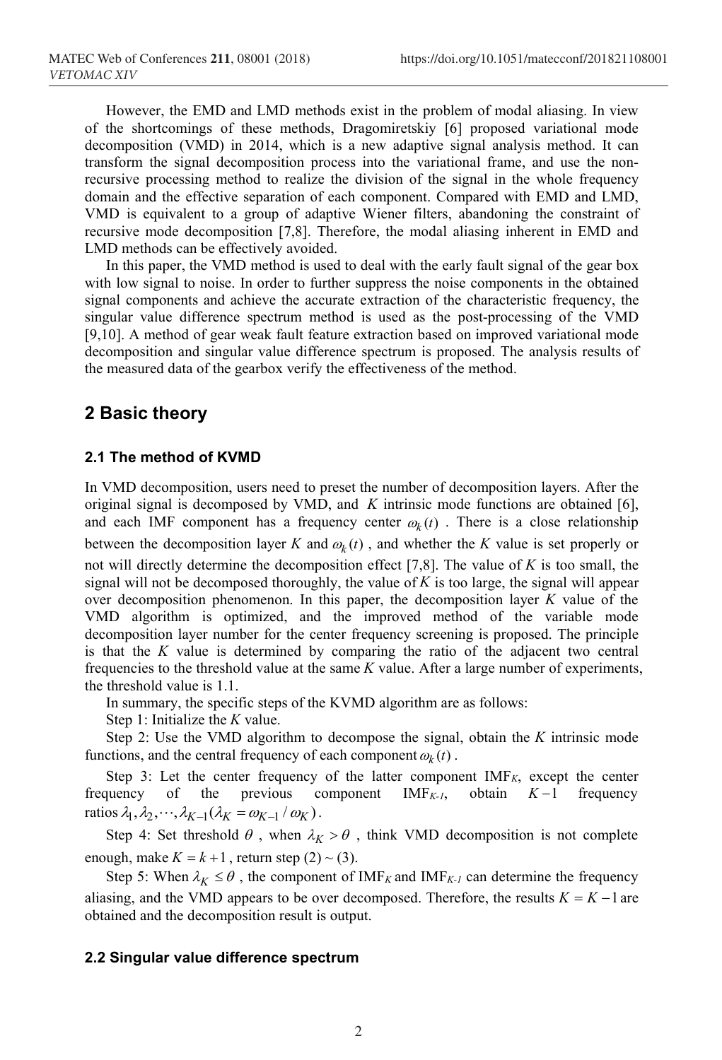However, the EMD and LMD methods exist in the problem of modal aliasing. In view of the shortcomings of these methods, Dragomiretskiy [6] proposed variational mode decomposition (VMD) in 2014, which is a new adaptive signal analysis method. It can transform the signal decomposition process into the variational frame, and use the non-recursive processing method to realize the division of the signal in the whole frequency domain and the effective separation of each component. Compared with EMD and LMD, VMD is equivalent to a group of adaptive Wiener filters, abandoning the constraint of recursive mode decomposition [7,8]. Therefore, the modal aliasing inherent in EMD and LMD methods can be effectively avoided.

In this paper, the VMD method is used to deal with the early fault signal of the gear box with low signal to noise. In order to further suppress the noise components in the obtained signal components and achieve the accurate extraction of the characteristic frequency, the singular value difference spectrum method is used as the post-processing of the VMD [9,10]. A method of gear weak fault feature extraction based on improved variational mode decomposition and singular value difference spectrum is proposed. The analysis results of the measured data of the gearbox verify the effectiveness of the method.

## 2 Basic theory

### 2.1 The method of KVMD

In VMD decomposition, users need to preset the number of decomposition layers. After the original signal is decomposed by VMD, and $K$ intrinsic mode functions are obtained [6], and each IMF component has a frequency center $\omega_k(t)$. There is a close relationship between the decomposition layer $K$ and $\omega_k(t)$, and whether the $K$ value is set properly or not will directly determine the decomposition effect [7,8]. The value of $K$ is too small, the signal will not be decomposed thoroughly, the value of $K$ is too large, the signal will appear over decomposition phenomenon. In this paper, the decomposition layer $K$ value of the VMD algorithm is optimized, and the improved method of the variable mode decomposition layer number for the center frequency screening is proposed. The principle is that the $K$ value is determined by comparing the ratio of the adjacent two central frequencies to the threshold value at the same $K$ value. After a large number of experiments, the threshold value is 1.1.

In summary, the specific steps of the KVMD algorithm are as follows:

Step 1: Initialize the $K$ value.

Step 2: Use the VMD algorithm to decompose the signal, obtain the $K$ intrinsic mode functions, and the central frequency of each component $\omega_k(t)$.

Step 3: Let the center frequency of the latter component IMF$_K$, except the center frequency of the previous component IMF$_{K-1}$, obtain $K-1$ frequency ratios $\lambda_1, \lambda_2, \cdots, \lambda_{K-1} (\lambda_K = \omega_{K-1} / \omega_K)$.

Step 4: Set threshold $\theta$, when $\lambda_K > \theta$, think VMD decomposition is not complete enough, make $K = k+1$, return step (2) ~ (3).

Step 5: When $\lambda_K \le \theta$, the component of IMF$_K$ and IMF$_{K-1}$ can determine the frequency aliasing, and the VMD appears to be over decomposed. Therefore, the results $K = K-1$ are obtained and the decomposition result is output.

### 2.2 Singular value difference spectrum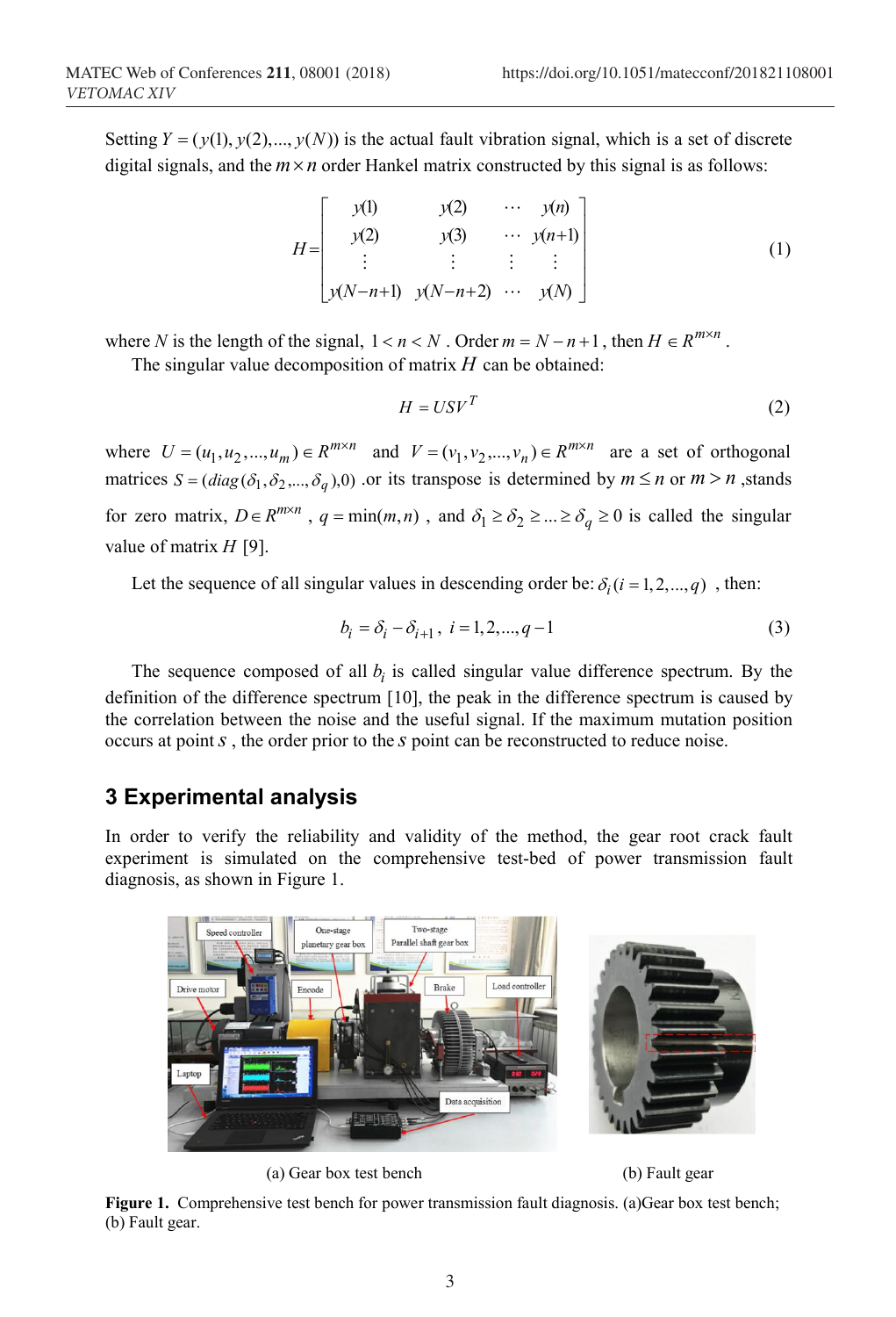Setting $Y = (y(1), y(2), ..., y(N))$ is the actual fault vibration signal, which is a set of discrete digital signals, and the $m \times n$ order Hankel matrix constructed by this signal is as follows:

$$H = \begin{bmatrix} y(1) & y(2) & \cdots & y(n) \\ y(2) & y(3) & \cdots & y(n+1) \\ \vdots & \vdots & \vdots & \vdots \\ y(N-n+1) & y(N-n+2) & \cdots & y(N) \end{bmatrix} \tag{1}$$

where $N$ is the length of the signal, $1 < n < N$ . Order $m = N - n + 1$, then $H \in R^{m \times n}$ .

The singular value decomposition of matrix $H$ can be obtained:

$$H = USV^T \tag{2}$$

where $U = (u_1, u_2, ..., u_m) \in R^{m \times n}$ and $V = (v_1, v_2, ..., v_n) \in R^{m \times n}$ are a set of orthogonal matrices $S = (diag(\delta_1, \delta_2, ..., \delta_q), 0)$ .or its transpose is determined by $m \le n$ or $m > n$ ,stands for zero matrix, $D \in R^{m \times n}$ , $q = \min(m, n)$ , and $\delta_1 \ge \delta_2 \ge ... \ge \delta_q \ge 0$ is called the singular value of matrix $H$ [9].

Let the sequence of all singular values in descending order be: $\delta_i (i = 1, 2, ..., q)$ , then:

$$b_i = \delta_i - \delta_{i+1}, \ i = 1, 2, ..., q-1 \tag{3}$$

The sequence composed of all $b_i$ is called singular value difference spectrum. By the definition of the difference spectrum [10], the peak in the difference spectrum is caused by the correlation between the noise and the useful signal. If the maximum mutation position occurs at point $s$ , the order prior to the $s$ point can be reconstructed to reduce noise.

## 3 Experimental analysis

In order to verify the reliability and validity of the method, the gear root crack fault experiment is simulated on the comprehensive test-bed of power transmission fault diagnosis, as shown in Figure 1.

(a) Gear box test bench

(b) Fault gear

**Figure 1.** Comprehensive test bench for power transmission fault diagnosis. (a)Gear box test bench; (b) Fault gear.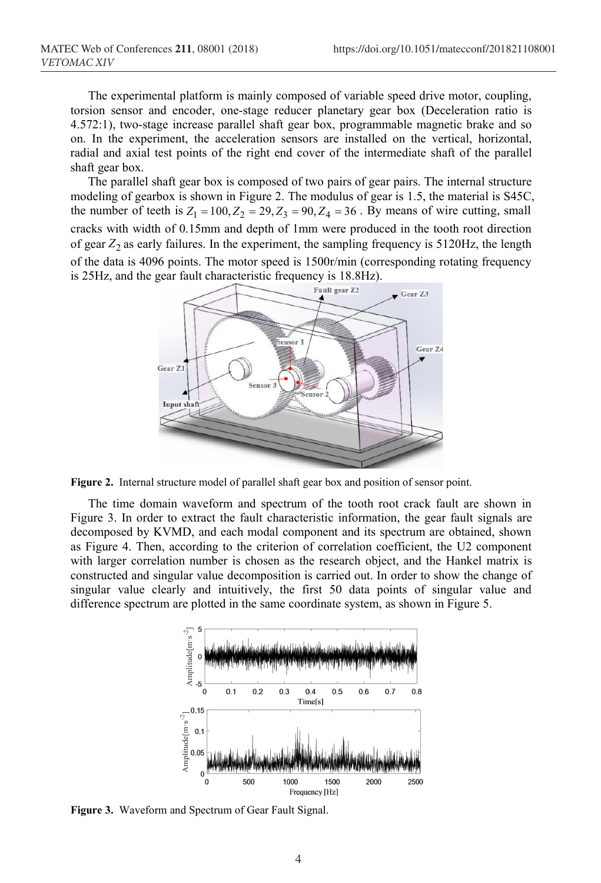The experimental platform is mainly composed of variable speed drive motor, coupling, torsion sensor and encoder, one-stage reducer planetary gear box (Deceleration ratio is 4.572:1), two-stage increase parallel shaft gear box, programmable magnetic brake and so on. In the experiment, the acceleration sensors are installed on the vertical, horizontal, radial and axial test points of the right end cover of the intermediate shaft of the parallel shaft gear box.

The parallel shaft gear box is composed of two pairs of gear pairs. The internal structure modeling of gearbox is shown in Figure 2. The modulus of gear is 1.5, the material is S45C, the number of teeth is $Z_1 = 100, Z_2 = 29, Z_3 = 90, Z_4 = 36$. By means of wire cutting, small cracks with width of 0.15mm and depth of 1mm were produced in the tooth root direction of gear $Z_2$ as early failures. In the experiment, the sampling frequency is 5120Hz, the length of the data is 4096 points. The motor speed is 1500r/min (corresponding rotating frequency is 25Hz, and the gear fault characteristic frequency is 18.8Hz).

**Figure 2.** Internal structure model of parallel shaft gear box and position of sensor point.

The time domain waveform and spectrum of the tooth root crack fault are shown in Figure 3. In order to extract the fault characteristic information, the gear fault signals are decomposed by KVMD, and each modal component and its spectrum are obtained, shown as Figure 4. Then, according to the criterion of correlation coefficient, the U2 component with larger correlation number is chosen as the research object, and the Hankel matrix is constructed and singular value decomposition is carried out. In order to show the change of singular value clearly and intuitively, the first 50 data points of singular value and difference spectrum are plotted in the same coordinate system, as shown in Figure 5.

**Figure 3.** Waveform and Spectrum of Gear Fault Signal.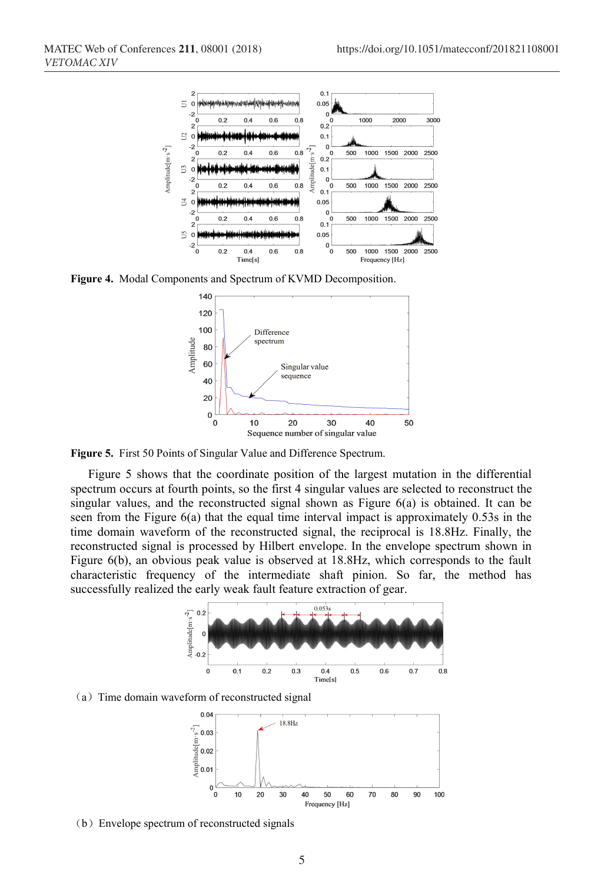**Figure 4.** Modal Components and Spectrum of KVMD Decomposition.

**Figure 5.** First 50 Points of Singular Value and Difference Spectrum.

Figure 5 shows that the coordinate position of the largest mutation in the differential spectrum occurs at fourth points, so the first 4 singular values are selected to reconstruct the singular values, and the reconstructed signal shown as Figure 6(a) is obtained. It can be seen from the Figure 6(a) that the equal time interval impact is approximately 0.53s in the time domain waveform of the reconstructed signal, the reciprocal is 18.8Hz. Finally, the reconstructed signal is processed by Hilbert envelope. In the envelope spectrum shown in Figure 6(b), an obvious peak value is observed at 18.8Hz, which corresponds to the fault characteristic frequency of the intermediate shaft pinion. So far, the method has successfully realized the early weak fault feature extraction of gear.

（a）Time domain waveform of reconstructed signal

（b）Envelope spectrum of reconstructed signals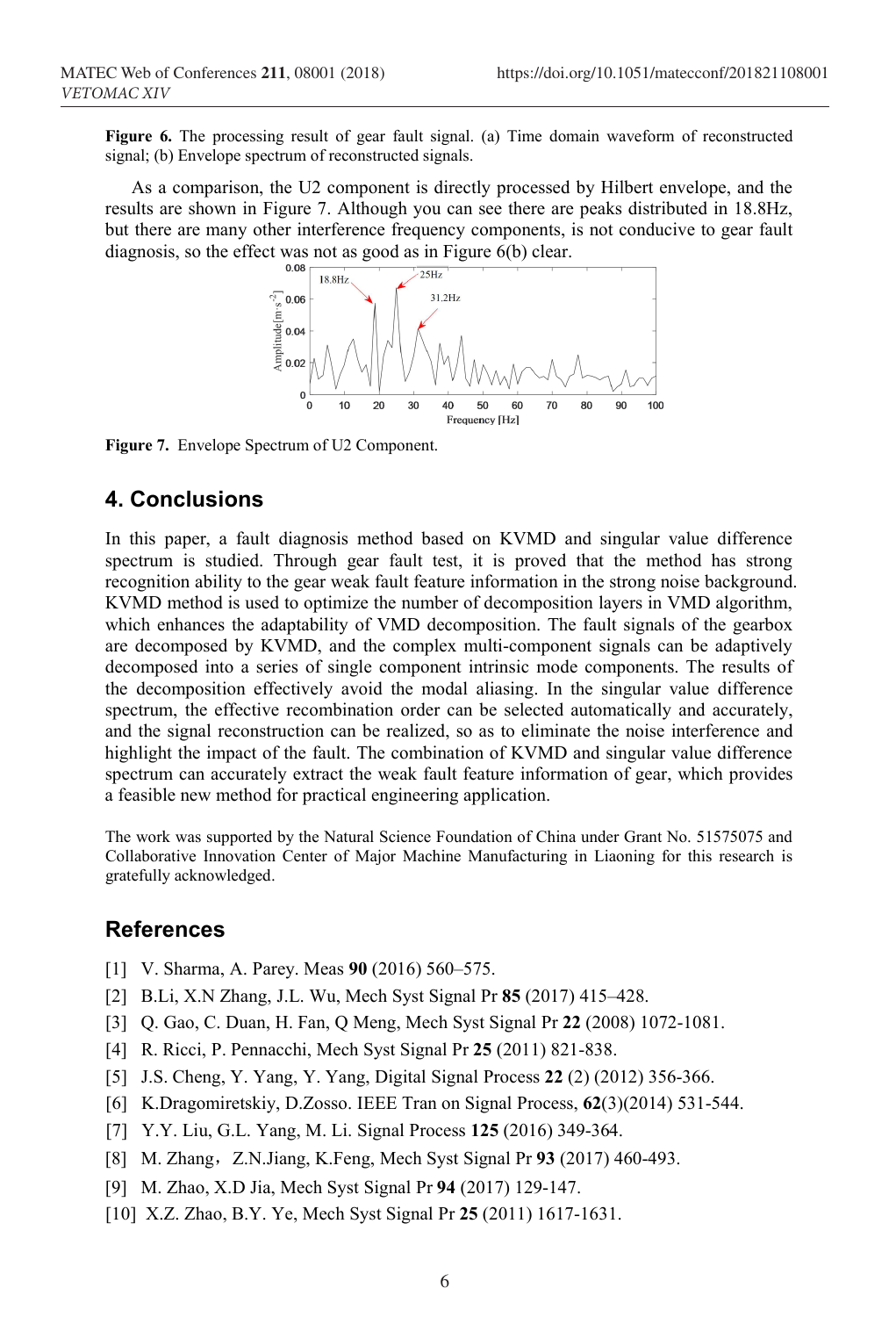**Figure 6.** The processing result of gear fault signal. (a) Time domain waveform of reconstructed signal; (b) Envelope spectrum of reconstructed signals.

As a comparison, the U2 component is directly processed by Hilbert envelope, and the results are shown in Figure 7. Although you can see there are peaks distributed in 18.8Hz, but there are many other interference frequency components, is not conducive to gear fault diagnosis, so the effect was not as good as in Figure 6(b) clear.

18.8Hz
25Hz
31.2Hz
Amplitude[m·s⁻²]
0.08
0.06
0.04
0.02
0
0 10 20 30 40 50 60 70 80 90 100
Frequency [Hz]

**Figure 7.** Envelope Spectrum of U2 Component.

## 4. Conclusions

In this paper, a fault diagnosis method based on KVMD and singular value difference spectrum is studied. Through gear fault test, it is proved that the method has strong recognition ability to the gear weak fault feature information in the strong noise background. KVMD method is used to optimize the number of decomposition layers in VMD algorithm, which enhances the adaptability of VMD decomposition. The fault signals of the gearbox are decomposed by KVMD, and the complex multi-component signals can be adaptively decomposed into a series of single component intrinsic mode components. The results of the decomposition effectively avoid the modal aliasing. In the singular value difference spectrum, the effective recombination order can be selected automatically and accurately, and the signal reconstruction can be realized, so as to eliminate the noise interference and highlight the impact of the fault. The combination of KVMD and singular value difference spectrum can accurately extract the weak fault feature information of gear, which provides a feasible new method for practical engineering application.

The work was supported by the Natural Science Foundation of China under Grant No. 51575075 and Collaborative Innovation Center of Major Machine Manufacturing in Liaoning for this research is gratefully acknowledged.

## References

[1] V. Sharma, A. Parey. Meas **90** (2016) 560–575.
[2] B.Li, X.N Zhang, J.L. Wu, Mech Syst Signal Pr **85** (2017) 415–428.
[3] Q. Gao, C. Duan, H. Fan, Q Meng, Mech Syst Signal Pr **22** (2008) 1072-1081.
[4] R. Ricci, P. Pennacchi, Mech Syst Signal Pr **25** (2011) 821-838.
[5] J.S. Cheng, Y. Yang, Y. Yang, Digital Signal Process **22** (2) (2012) 356-366.
[6] K.Dragomiretskiy, D.Zosso. IEEE Tran on Signal Process, **62**(3)(2014) 531-544.
[7] Y.Y. Liu, G.L. Yang, M. Li. Signal Process **125** (2016) 349-364.
[8] M. Zhang，Z.N.Jiang, K.Feng, Mech Syst Signal Pr **93** (2017) 460-493.
[9] M. Zhao, X.D Jia, Mech Syst Signal Pr **94** (2017) 129-147.
[10] X.Z. Zhao, B.Y. Ye, Mech Syst Signal Pr **25** (2011) 1617-1631.